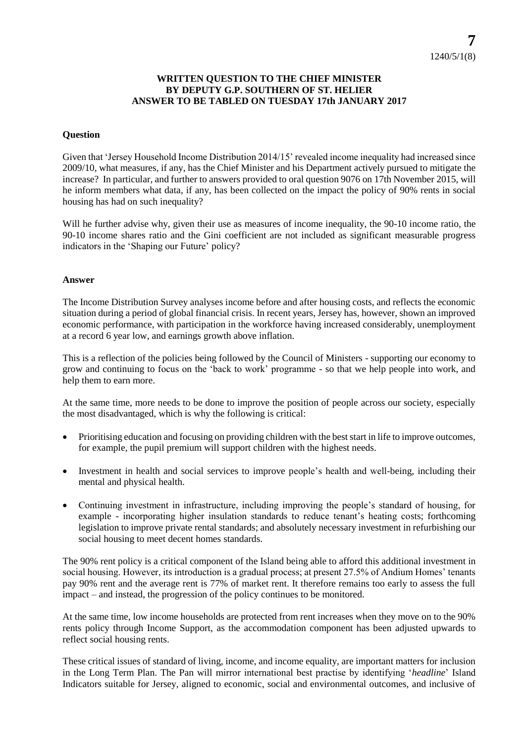**7**
1240/5/1(8)

**WRITTEN QUESTION TO THE CHIEF MINISTER BY DEPUTY G.P. SOUTHERN OF ST. HELIER ANSWER TO BE TABLED ON TUESDAY 17th JANUARY 2017**

**Question**

Given that 'Jersey Household Income Distribution 2014/15' revealed income inequality had increased since 2009/10, what measures, if any, has the Chief Minister and his Department actively pursued to mitigate the increase? In particular, and further to answers provided to oral question 9076 on 17th November 2015, will he inform members what data, if any, has been collected on the impact the policy of 90% rents in social housing has had on such inequality?

Will he further advise why, given their use as measures of income inequality, the 90-10 income ratio, the 90-10 income shares ratio and the Gini coefficient are not included as significant measurable progress indicators in the 'Shaping our Future' policy?

**Answer**

The Income Distribution Survey analyses income before and after housing costs, and reflects the economic situation during a period of global financial crisis. In recent years, Jersey has, however, shown an improved economic performance, with participation in the workforce having increased considerably, unemployment at a record 6 year low, and earnings growth above inflation.

This is a reflection of the policies being followed by the Council of Ministers - supporting our economy to grow and continuing to focus on the 'back to work' programme - so that we help people into work, and help them to earn more.

At the same time, more needs to be done to improve the position of people across our society, especially the most disadvantaged, which is why the following is critical:

- Prioritising education and focusing on providing children with the best start in life to improve outcomes, for example, the pupil premium will support children with the highest needs.
- Investment in health and social services to improve people's health and well-being, including their mental and physical health.
- Continuing investment in infrastructure, including improving the people's standard of housing, for example - incorporating higher insulation standards to reduce tenant's heating costs; forthcoming legislation to improve private rental standards; and absolutely necessary investment in refurbishing our social housing to meet decent homes standards.

The 90% rent policy is a critical component of the Island being able to afford this additional investment in social housing. However, its introduction is a gradual process; at present 27.5% of Andium Homes' tenants pay 90% rent and the average rent is 77% of market rent. It therefore remains too early to assess the full impact – and instead, the progression of the policy continues to be monitored.

At the same time, low income households are protected from rent increases when they move on to the 90% rents policy through Income Support, as the accommodation component has been adjusted upwards to reflect social housing rents.

These critical issues of standard of living, income, and income equality, are important matters for inclusion in the Long Term Plan. The Pan will mirror international best practise by identifying '*headline*' Island Indicators suitable for Jersey, aligned to economic, social and environmental outcomes, and inclusive of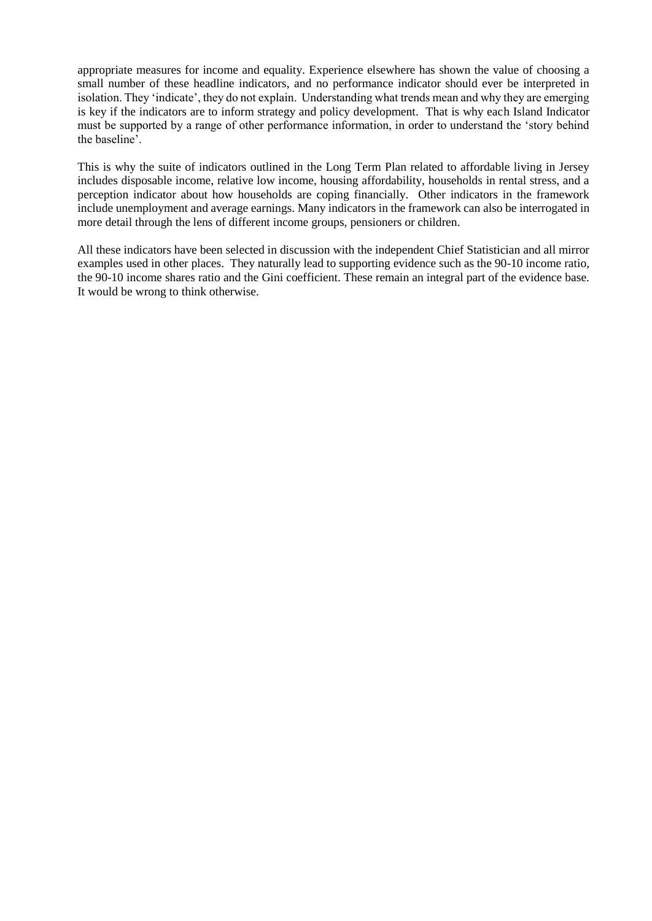appropriate measures for income and equality. Experience elsewhere has shown the value of choosing a small number of these headline indicators, and no performance indicator should ever be interpreted in isolation. They 'indicate', they do not explain. Understanding what trends mean and why they are emerging is key if the indicators are to inform strategy and policy development. That is why each Island Indicator must be supported by a range of other performance information, in order to understand the 'story behind the baseline'.

This is why the suite of indicators outlined in the Long Term Plan related to affordable living in Jersey includes disposable income, relative low income, housing affordability, households in rental stress, and a perception indicator about how households are coping financially. Other indicators in the framework include unemployment and average earnings. Many indicators in the framework can also be interrogated in more detail through the lens of different income groups, pensioners or children.

All these indicators have been selected in discussion with the independent Chief Statistician and all mirror examples used in other places. They naturally lead to supporting evidence such as the 90-10 income ratio, the 90-10 income shares ratio and the Gini coefficient. These remain an integral part of the evidence base. It would be wrong to think otherwise.